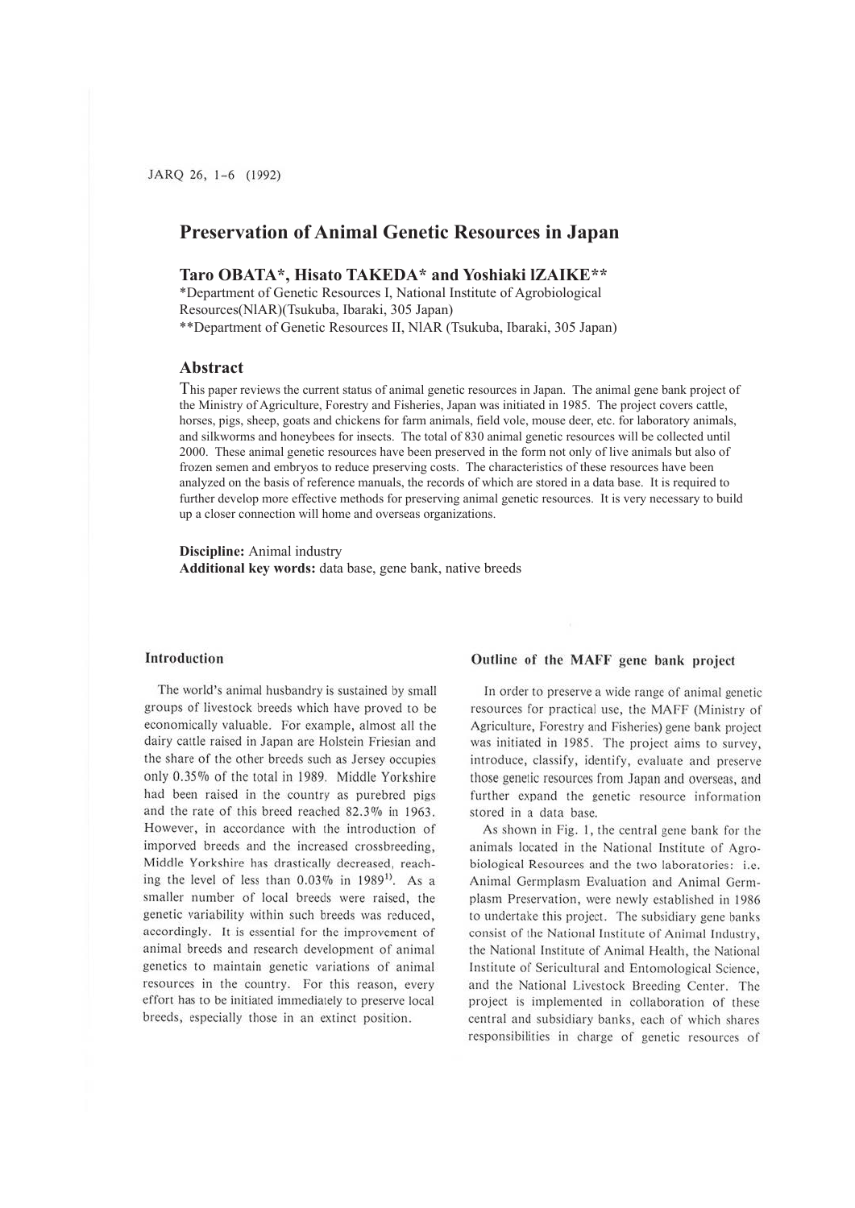# Preservation of Animal Genetic Resources in Japan

**Taro OBATA*, Hisato TAKEDA* and Yoshiaki IZAIKE****

*Department of Genetic Resources I, National Institute of Agrobiological Resources(NIAR)(Tsukuba, Ibaraki, 305 Japan)

**Department of Genetic Resources II, NIAR (Tsukuba, Ibaraki, 305 Japan)

## Abstract

This paper reviews the current status of animal genetic resources in Japan. The animal gene bank project of the Ministry of Agriculture, Forestry and Fisheries, Japan was initiated in 1985. The project covers cattle, horses, pigs, sheep, goats and chickens for farm animals, field vole, mouse deer, etc. for laboratory animals, and silkworms and honeybees for insects. The total of 830 animal genetic resources will be collected until 2000. These animal genetic resources have been preserved in the form not only of live animals but also of frozen semen and embryos to reduce preserving costs. The characteristics of these resources have been analyzed on the basis of reference manuals, the records of which are stored in a data base. It is required to further develop more effective methods for preserving animal genetic resources. It is very necessary to build up a closer connection will home and overseas organizations.

**Discipline:** Animal industry
**Additional key words:** data base, gene bank, native breeds

## Introduction

The world's animal husbandry is sustained by small groups of livestock breeds which have proved to be economically valuable. For example, almost all the dairy cattle raised in Japan are Holstein Friesian and the share of the other breeds such as Jersey occupies only 0.35% of the total in 1989. Middle Yorkshire had been raised in the country as purebred pigs and the rate of this breed reached 82.3% in 1963. However, in accordance with the introduction of imporved breeds and the increased crossbreeding, Middle Yorkshire has drastically decreased, reaching the level of less than 0.03% in 1989[1]. As a smaller number of local breeds were raised, the genetic variability within such breeds was reduced, accordingly. It is essential for the improvement of animal breeds and research development of animal genetics to maintain genetic variations of animal resources in the country. For this reason, every effort has to be initiated immediately to preserve local breeds, especially those in an extinct position.

## Outline of the MAFF gene bank project

In order to preserve a wide range of animal genetic resources for practical use, the MAFF (Ministry of Agriculture, Forestry and Fisheries) gene bank project was initiated in 1985. The project aims to survey, introduce, classify, identify, evaluate and preserve those genetic resources from Japan and overseas, and further expand the genetic resource information stored in a data base.

As shown in Fig. 1, the central gene bank for the animals located in the National Institute of Agrobiological Resources and the two laboratories: i.e. Animal Germplasm Evaluation and Animal Germplasm Preservation, were newly established in 1986 to undertake this project. The subsidiary gene banks consist of the National Institute of Animal Industry, the National Institute of Animal Health, the National Institute of Sericultural and Entomological Science, and the National Livestock Breeding Center. The project is implemented in collaboration of these central and subsidiary banks, each of which shares responsibilities in charge of genetic resources of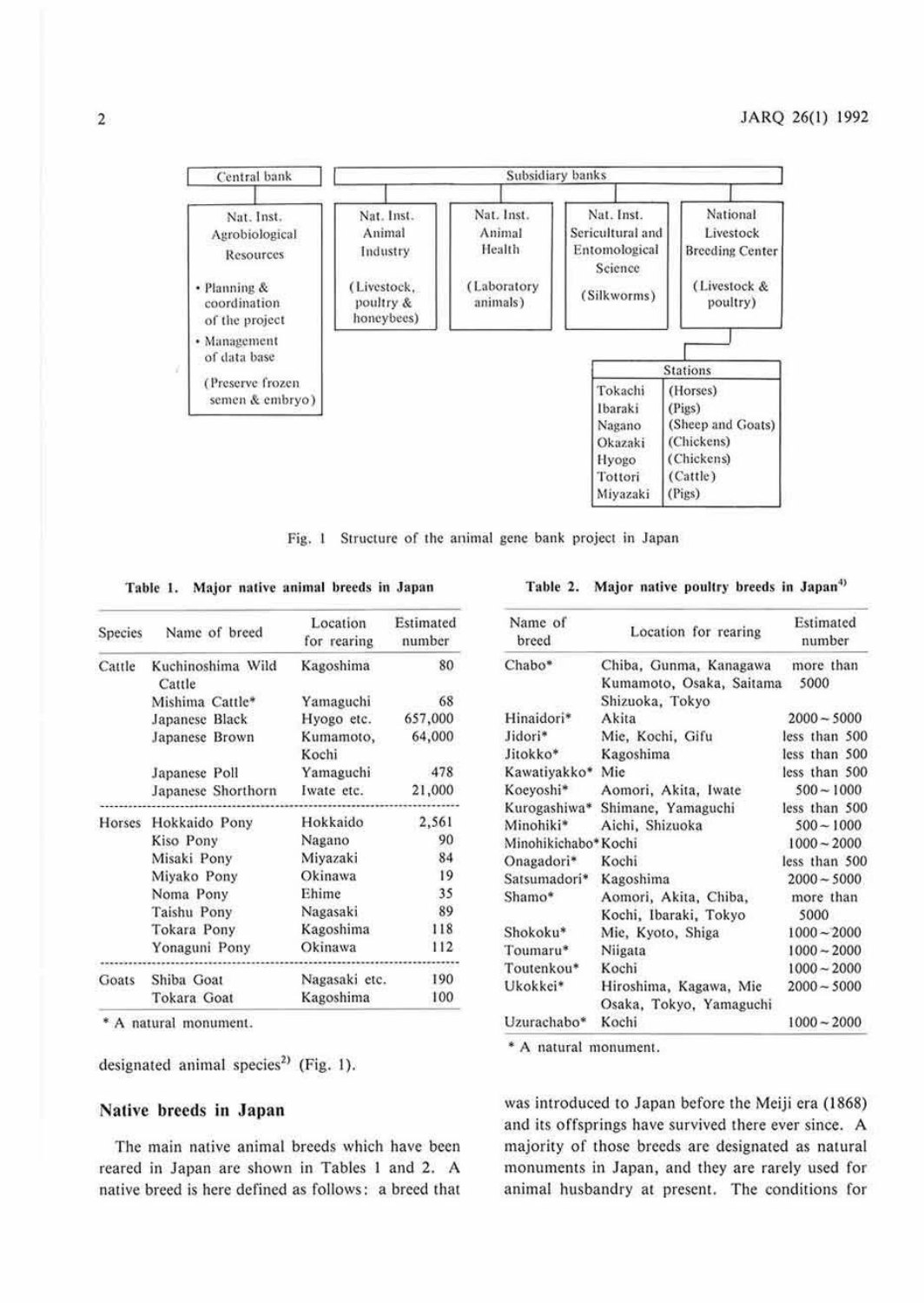| Central bank | Subsidiary banks | | | |
|---|---|---|---|---|
| Nat. Inst. Agrobiological Resources<br>• Planning & coordination of the project<br>• Management of data base<br>(Preserve frozen semen & embryo) | Nat. Inst. Animal Industry<br>(Livestock, poultry & honeybees) | Nat. Inst. Animal Health<br>(Laboratory animals) | Nat. Inst. Sericultural and Entomological Science<br>(Silkworms) | National Livestock Breeding Center<br>(Livestock & poultry) |

Stations (National Livestock Breeding Center):

| Station | Animals |
|---|---|
| Tokachi | (Horses) |
| Ibaraki | (Pigs) |
| Nagano | (Sheep and Goats) |
| Okazaki | (Chickens) |
| Hyogo | (Chickens) |
| Tottori | (Cattle) |
| Miyazaki | (Pigs) |

Fig. 1 Structure of the animal gene bank project in Japan

**Table 1. Major native animal breeds in Japan**

| Species | Name of breed | Location for rearing | Estimated number |
|---|---|---|---|
| Cattle | Kuchinoshima Wild Cattle | Kagoshima | 80 |
| | Mishima Cattle* | Yamaguchi | 68 |
| | Japanese Black | Hyogo etc. | 657,000 |
| | Japanese Brown | Kumamoto, Kochi | 64,000 |
| | Japanese Poll | Yamaguchi | 478 |
| | Japanese Shorthorn | Iwate etc. | 21,000 |
| Horses | Hokkaido Pony | Hokkaido | 2,561 |
| | Kiso Pony | Nagano | 90 |
| | Misaki Pony | Miyazaki | 84 |
| | Miyako Pony | Okinawa | 19 |
| | Noma Pony | Ehime | 35 |
| | Taishu Pony | Nagasaki | 89 |
| | Tokara Pony | Kagoshima | 118 |
| | Yonaguni Pony | Okinawa | 112 |
| Goats | Shiba Goat | Nagasaki etc. | 190 |
| | Tokara Goat | Kagoshima | 100 |

\* A natural monument.

**Table 2. Major native poultry breeds in Japan[4]**

| Name of breed | Location for rearing | Estimated number |
|---|---|---|
| Chabo* | Chiba, Gunma, Kanagawa Kumamoto, Osaka, Saitama Shizuoka, Tokyo | more than 5000 |
| Hinaidori* | Akita | 2000 ~ 5000 |
| Jidori* | Mie, Kochi, Gifu | less than 500 |
| Jitokko* | Kagoshima | less than 500 |
| Kawatiyakko* | Mie | less than 500 |
| Koeyoshi* | Aomori, Akita, Iwate | 500 ~ 1000 |
| Kurogashiwa* | Shimane, Yamaguchi | less than 500 |
| Minohiki* | Aichi, Shizuoka | 500 ~ 1000 |
| Minohikichabo* | Kochi | 1000 ~ 2000 |
| Onagadori* | Kochi | less than 500 |
| Satsumadori* | Kagoshima | 2000 ~ 5000 |
| Shamo* | Aomori, Akita, Chiba, Kochi, Ibaraki, Tokyo | more than 5000 |
| Shokoku* | Mie, Kyoto, Shiga | 1000 ~ 2000 |
| Toumaru* | Niigata | 1000 ~ 2000 |
| Toutenkou* | Kochi | 1000 ~ 2000 |
| Ukokkei* | Hiroshima, Kagawa, Mie Osaka, Tokyo, Yamaguchi | 2000 ~ 5000 |
| Uzurachabo* | Kochi | 1000 ~ 2000 |

\* A natural monument.

designated animal species[2] (Fig. 1).

## Native breeds in Japan

The main native animal breeds which have been reared in Japan are shown in Tables 1 and 2. A native breed is here defined as follows: a breed that was introduced to Japan before the Meiji era (1868) and its offsprings have survived there ever since. A majority of those breeds are designated as natural monuments in Japan, and they are rarely used for animal husbandry at present. The conditions for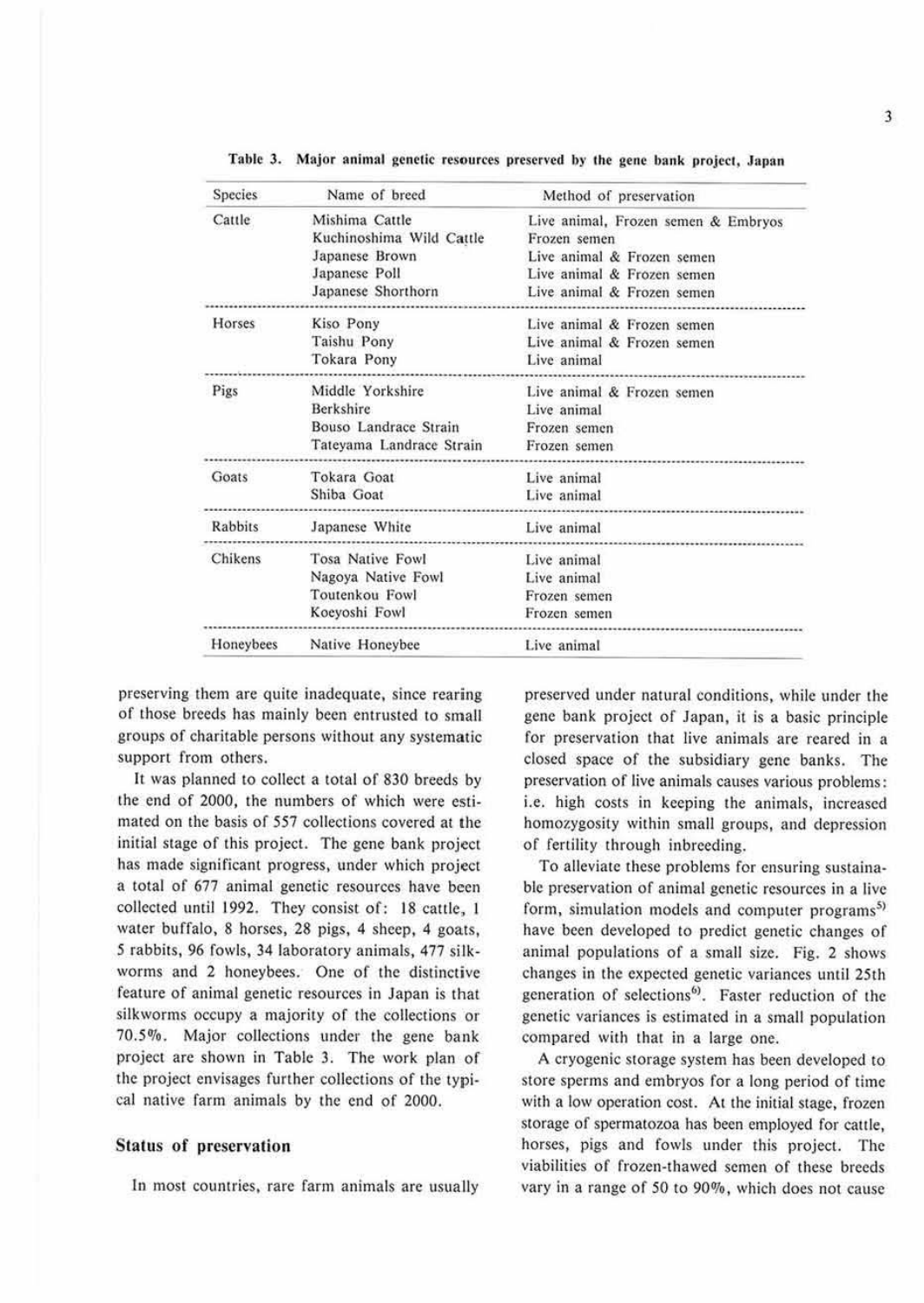**Table 3. Major animal genetic resources preserved by the gene bank project, Japan**

| Species | Name of breed | Method of preservation |
|---|---|---|
| Cattle | Mishima Cattle | Live animal, Frozen semen & Embryos |
| | Kuchinoshima Wild Cattle | Frozen semen |
| | Japanese Brown | Live animal & Frozen semen |
| | Japanese Poll | Live animal & Frozen semen |
| | Japanese Shorthorn | Live animal & Frozen semen |
| Horses | Kiso Pony | Live animal & Frozen semen |
| | Taishu Pony | Live animal & Frozen semen |
| | Tokara Pony | Live animal |
| Pigs | Middle Yorkshire | Live animal & Frozen semen |
| | Berkshire | Live animal |
| | Bouso Landrace Strain | Frozen semen |
| | Tateyama Landrace Strain | Frozen semen |
| Goats | Tokara Goat | Live animal |
| | Shiba Goat | Live animal |
| Rabbits | Japanese White | Live animal |
| Chikens | Tosa Native Fowl | Live animal |
| | Nagoya Native Fowl | Live animal |
| | Toutenkou Fowl | Frozen semen |
| | Koeyoshi Fowl | Frozen semen |
| Honeybees | Native Honeybee | Live animal |

preserving them are quite inadequate, since rearing of those breeds has mainly been entrusted to small groups of charitable persons without any systematic support from others.

It was planned to collect a total of 830 breeds by the end of 2000, the numbers of which were estimated on the basis of 557 collections covered at the initial stage of this project. The gene bank project has made significant progress, under which project a total of 677 animal genetic resources have been collected until 1992. They consist of: 18 cattle, 1 water buffalo, 8 horses, 28 pigs, 4 sheep, 4 goats, 5 rabbits, 96 fowls, 34 laboratory animals, 477 silkworms and 2 honeybees. One of the distinctive feature of animal genetic resources in Japan is that silkworms occupy a majority of the collections or 70.5%. Major collections under the gene bank project are shown in Table 3. The work plan of the project envisages further collections of the typical native farm animals by the end of 2000.

## Status of preservation

In most countries, rare farm animals are usually preserved under natural conditions, while under the gene bank project of Japan, it is a basic principle for preservation that live animals are reared in a closed space of the subsidiary gene banks. The preservation of live animals causes various problems: i.e. high costs in keeping the animals, increased homozygosity within small groups, and depression of fertility through inbreeding.

To alleviate these problems for ensuring sustainable preservation of animal genetic resources in a live form, simulation models and computer programs[5] have been developed to predict genetic changes of animal populations of a small size. Fig. 2 shows changes in the expected genetic variances until 25th generation of selections[6]. Faster reduction of the genetic variances is estimated in a small population compared with that in a large one.

A cryogenic storage system has been developed to store sperms and embryos for a long period of time with a low operation cost. At the initial stage, frozen storage of spermatozoa has been employed for cattle, horses, pigs and fowls under this project. The viabilities of frozen-thawed semen of these breeds vary in a range of 50 to 90%, which does not cause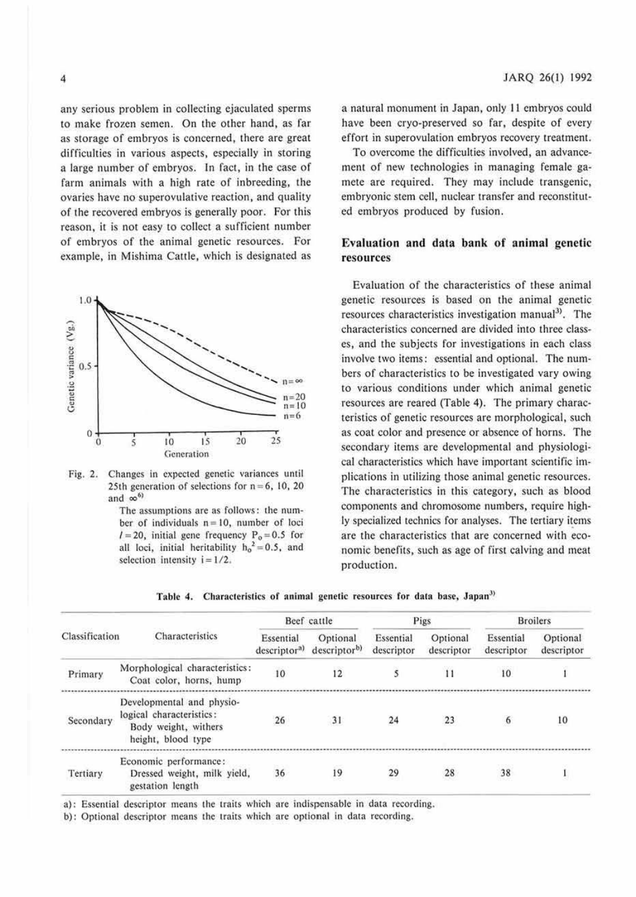any serious problem in collecting ejaculated sperms to make frozen semen. On the other hand, as far as storage of embryos is concerned, there are great difficulties in various aspects, especially in storing a large number of embryos. In fact, in the case of farm animals with a high rate of inbreeding, the ovaries have no superovulative reaction, and quality of the recovered embryos is generally poor. For this reason, it is not easy to collect a sufficient number of embryos of the animal genetic resources. For example, in Mishima Cattle, which is designated as a natural monument in Japan, only 11 embryos could have been cryo-preserved so far, despite of every effort in superovulation embryos recovery treatment.

Fig. 2. Changes in expected genetic variances until 25th generation of selections for n = 6, 10, 20 and ∞[6)]

The assumptions are as follows: the number of individuals n = 10, number of loci $l = 20$, initial gene frequency $P_0 = 0.5$ for all loci, initial heritability $h_0^2 = 0.5$, and selection intensity $i = 1/2$.

To overcome the difficulties involved, an advancement of new technologies in managing female gamete are required. They may include transgenic, embryonic stem cell, nuclear transfer and reconstituted embryos produced by fusion.

## Evaluation and data bank of animal genetic resources

Evaluation of the characteristics of these animal genetic resources is based on the animal genetic resources characteristics investigation manual[3)]. The characteristics concerned are divided into three classes, and the subjects for investigations in each class involve two items: essential and optional. The numbers of characteristics to be investigated vary owing to various conditions under which animal genetic resources are reared (Table 4). The primary characteristics of genetic resources are morphological, such as coat color and presence or absence of horns. The secondary items are developmental and physiological characteristics which have important scientific implications in utilizing those animal genetic resources. The characteristics in this category, such as blood components and chromosome numbers, require highly specialized technics for analyses. The tertiary items are the characteristics that are concerned with economic benefits, such as age of first calving and meat production.

**Table 4. Characteristics of animal genetic resources for data base, Japan[3)]**

| Classification | Characteristics | Beef cattle | | Pigs | | Broilers | |
|---|---|---|---|---|---|---|---|
| | | Essential descriptor[a)] | Optional descriptor[b)] | Essential descriptor | Optional descriptor | Essential descriptor | Optional descriptor |
| Primary | Morphological characteristics: Coat color, horns, hump | 10 | 12 | 5 | 11 | 10 | 1 |
| Secondary | Developmental and physiological characteristics: Body weight, withers height, blood type | 26 | 31 | 24 | 23 | 6 | 10 |
| Tertiary | Economic performance: Dressed weight, milk yield, gestation length | 36 | 19 | 29 | 28 | 38 | 1 |

a): Essential descriptor means the traits which are indispensable in data recording.
b): Optional descriptor means the traits which are optional in data recording.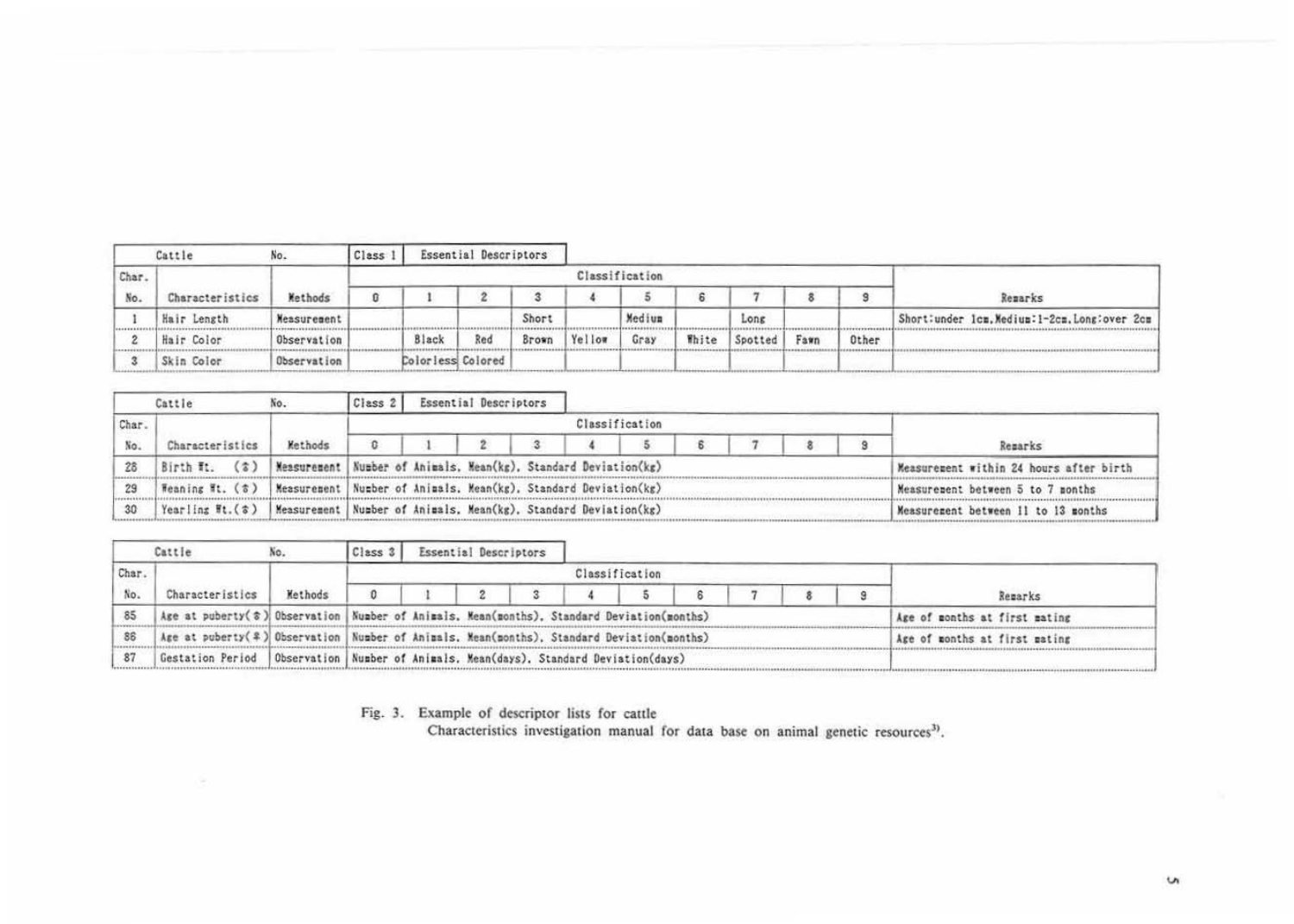| Cattle | No. | Class 1 | Essential Descriptors | | | | | | | | | |
|---|---|---|---|---|---|---|---|---|---|---|---|---|
| Char. No. | Characteristics | Methods | 0 | 1 | 2 | 3 | 4 | 5 | 6 | 7 | 8 | 9 | Remarks |
| 1 | Hair Length | Measurement | | | | Short | | Medium | | Long | | | Short:under 1cm, Medium:1-2cm, Long:over 2cm |
| 2 | Hair Color | Observation | | Black | Red | Brown | Yellow | Gray | White | Spotted | Fawn | Other | |
| 3 | Skin Color | Observation | | Colorless | Colored | | | | | | | | |

| Cattle | No. | Class 2 | Essential Descriptors | |
|---|---|---|---|---|
| Char. No. | Characteristics | Methods | Classification (0–9) | Remarks |
| 28 | Birth Wt. (♂) | Measurement | Number of Animals, Mean(kg), Standard Deviation(kg) | Measurement within 24 hours after birth |
| 29 | Weaning Wt. (♂) | Measurement | Number of Animals, Mean(kg), Standard Deviation(kg) | Measurement between 5 to 7 months |
| 30 | Yearling Wt. (♂) | Measurement | Number of Animals, Mean(kg), Standard Deviation(kg) | Measurement between 11 to 13 months |

| Cattle | No. | Class 3 | Essential Descriptors | |
|---|---|---|---|---|
| Char. No. | Characteristics | Methods | Classification (0–9) | Remarks |
| 85 | Age at puberty(♂) | Observation | Number of Animals, Mean(months), Standard Deviation(months) | Age of months at first mating |
| 86 | Age at puberty(♀) | Observation | Number of Animals, Mean(months), Standard Deviation(months) | Age of months at first mating |
| 87 | Gestation Period | Observation | Number of Animals, Mean(days), Standard Deviation(days) | |

Fig. 3. Example of descriptor lists for cattle
Characteristics investigation manual for data base on animal genetic resources[3].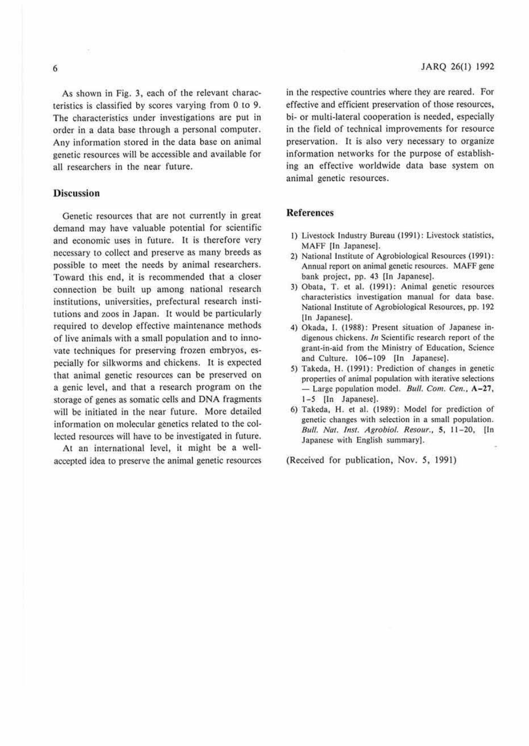As shown in Fig. 3, each of the relevant characteristics is classified by scores varying from 0 to 9. The characteristics under investigations are put in order in a data base through a personal computer. Any information stored in the data base on animal genetic resources will be accessible and available for all researchers in the near future.

## Discussion

Genetic resources that are not currently in great demand may have valuable potential for scientific and economic uses in future. It is therefore very necessary to collect and preserve as many breeds as possible to meet the needs by animal researchers. Toward this end, it is recommended that a closer connection be built up among national research institutions, universities, prefectural research institutions and zoos in Japan. It would be particularly required to develop effective maintenance methods of live animals with a small population and to innovate techniques for preserving frozen embryos, especially for silkworms and chickens. It is expected that animal genetic resources can be preserved on a genic level, and that a research program on the storage of genes as somatic cells and DNA fragments will be initiated in the near future. More detailed information on molecular genetics related to the collected resources will have to be investigated in future.

At an international level, it might be a well-accepted idea to preserve the animal genetic resources in the respective countries where they are reared. For effective and efficient preservation of those resources, bi- or multi-lateral cooperation is needed, especially in the field of technical improvements for resource preservation. It is also very necessary to organize information networks for the purpose of establishing an effective worldwide data base system on animal genetic resources.

## References

1) Livestock Industry Bureau (1991): Livestock statistics, MAFF [In Japanese].
2) National Institute of Agrobiological Resources (1991): Annual report on animal genetic resources. MAFF gene bank project, pp. 43 [In Japanese].
3) Obata, T. et al. (1991): Animal genetic resources characteristics investigation manual for data base. National Institute of Agrobiological Resources, pp. 192 [In Japanese].
4) Okada, I. (1988): Present situation of Japanese indigenous chickens. *In* Scientific research report of the grant-in-aid from the Ministry of Education, Science and Culture. 106–109 [In Japanese].
5) Takeda, H. (1991): Prediction of changes in genetic properties of animal population with iterative selections — Large population model. *Bull. Com. Cen.*, **A-27**, 1–5 [In Japanese].
6) Takeda, H. et al. (1989): Model for prediction of genetic changes with selection in a small population. *Bull. Nat. Inst. Agrobiol. Resour.*, **5**, 11–20, [In Japanese with English summary].

(Received for publication, Nov. 5, 1991)